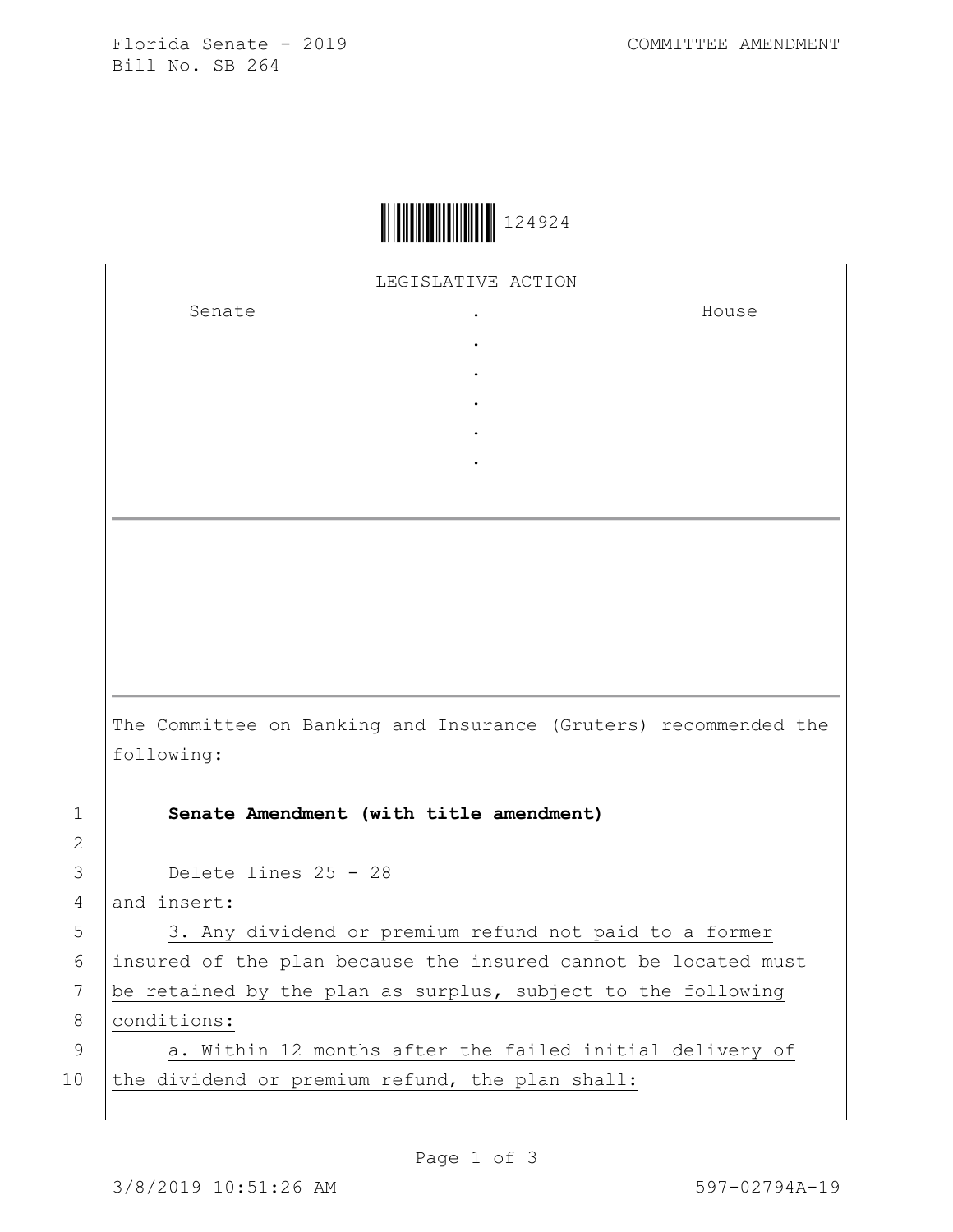Florida Senate - 2019 COMMITTEE AMENDMENT
Bill No. SB 264

124924

LEGISLATIVE ACTION

| Senate | . | House |
|---|---|---|
| | . | |
| | . | |
| | . | |
| | . | |
| | . | |

The Committee on Banking and Insurance (Gruters) recommended the following:

**Senate Amendment (with title amendment)**

Delete lines 25 - 28
and insert:

3. Any dividend or premium refund not paid to a former insured of the plan because the insured cannot be located must be retained by the plan as surplus, subject to the following conditions:

a. Within 12 months after the failed initial delivery of the dividend or premium refund, the plan shall:

3/8/2019 10:51:26 AM 597-02794A-19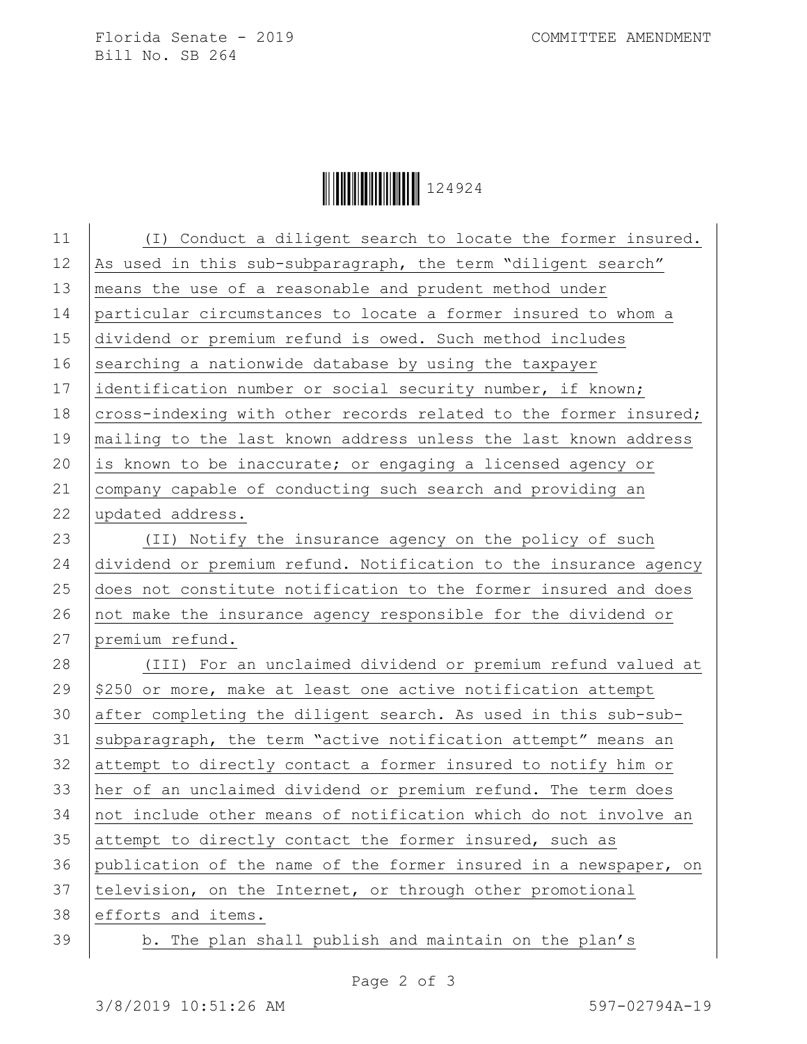(I) Conduct a diligent search to locate the former insured. As used in this sub-subparagraph, the term "diligent search" means the use of a reasonable and prudent method under particular circumstances to locate a former insured to whom a dividend or premium refund is owed. Such method includes searching a nationwide database by using the taxpayer identification number or social security number, if known; cross-indexing with other records related to the former insured; mailing to the last known address unless the last known address is known to be inaccurate; or engaging a licensed agency or company capable of conducting such search and providing an updated address.

(II) Notify the insurance agency on the policy of such dividend or premium refund. Notification to the insurance agency does not constitute notification to the former insured and does not make the insurance agency responsible for the dividend or premium refund.

(III) For an unclaimed dividend or premium refund valued at $250 or more, make at least one active notification attempt after completing the diligent search. As used in this sub-sub-subparagraph, the term "active notification attempt" means an attempt to directly contact a former insured to notify him or her of an unclaimed dividend or premium refund. The term does not include other means of notification which do not involve an attempt to directly contact the former insured, such as publication of the name of the former insured in a newspaper, on television, on the Internet, or through other promotional efforts and items.

b. The plan shall publish and maintain on the plan's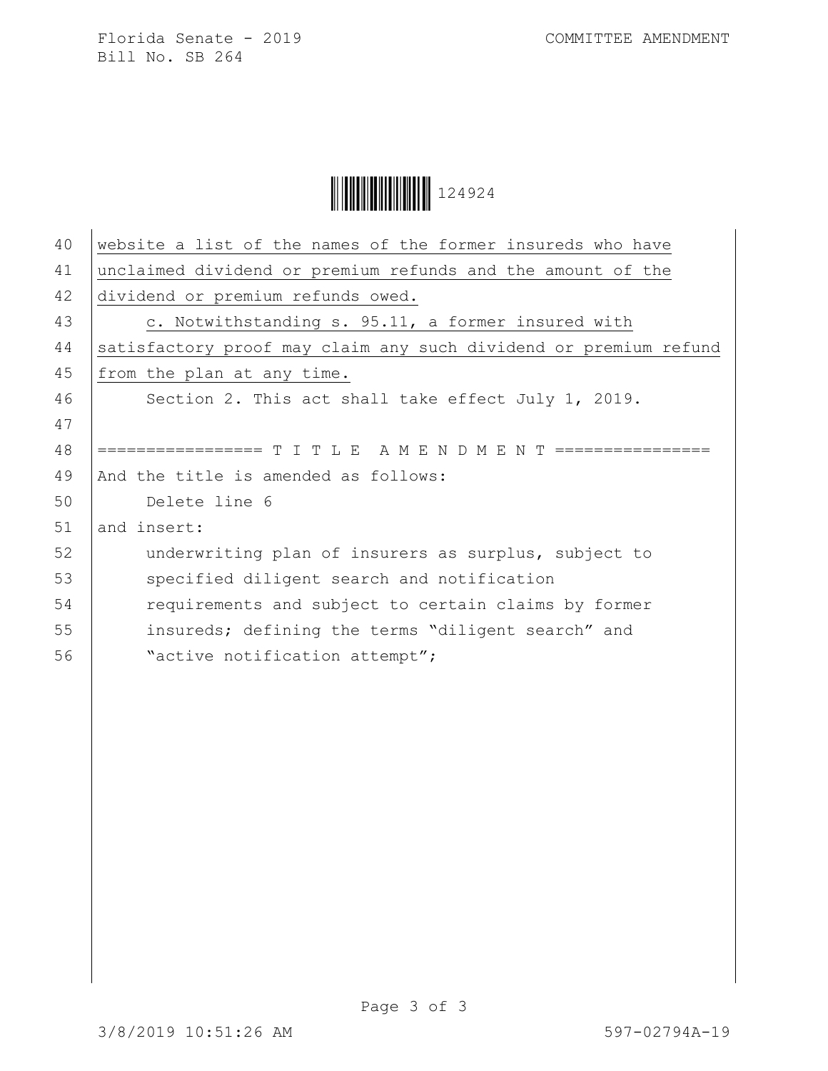website a list of the names of the former insureds who have unclaimed dividend or premium refunds and the amount of the dividend or premium refunds owed.

c. Notwithstanding s. 95.11, a former insured with satisfactory proof may claim any such dividend or premium refund from the plan at any time.

Section 2. This act shall take effect July 1, 2019.

================= T I T L E  A M E N D M E N T ================

And the title is amended as follows:

Delete line 6

and insert:

underwriting plan of insurers as surplus, subject to specified diligent search and notification requirements and subject to certain claims by former insureds; defining the terms "diligent search" and "active notification attempt";